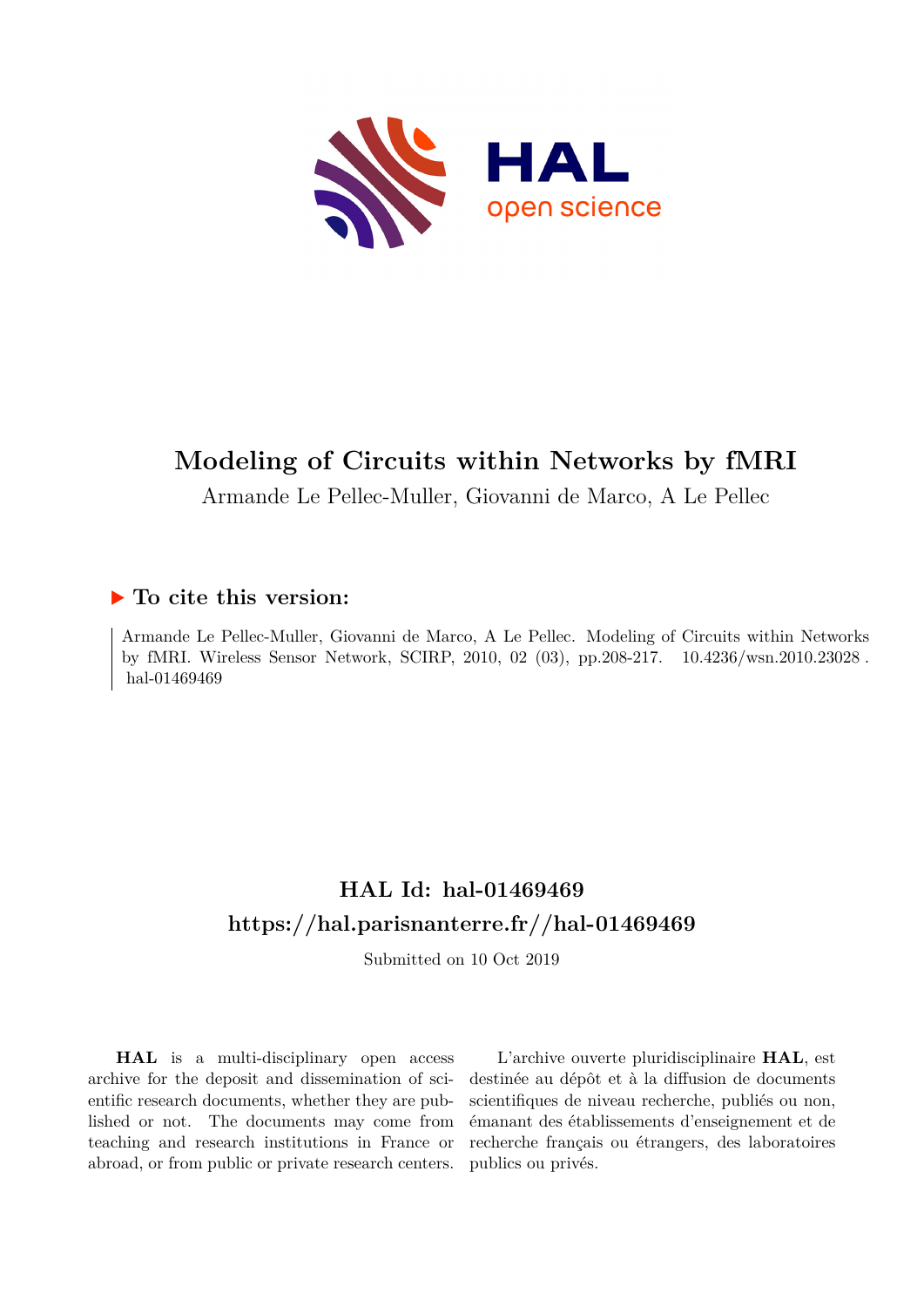# Modeling of Circuits within Networks by fMRI

Armande Le Pellec-Muller, Giovanni de Marco, A Le Pellec

## ▶ To cite this version:

Armande Le Pellec-Muller, Giovanni de Marco, A Le Pellec. Modeling of Circuits within Networks by fMRI. Wireless Sensor Network, SCIRP, 2010, 02 (03), pp.208-217. 10.4236/wsn.2010.23028. hal-01469469

## HAL Id: hal-01469469
## https://hal.parisnanterre.fr//hal-01469469

Submitted on 10 Oct 2019

**HAL** is a multi-disciplinary open access archive for the deposit and dissemination of scientific research documents, whether they are published or not. The documents may come from teaching and research institutions in France or abroad, or from public or private research centers.

L'archive ouverte pluridisciplinaire **HAL**, est destinée au dépôt et à la diffusion de documents scientifiques de niveau recherche, publiés ou non, émanant des établissements d'enseignement et de recherche français ou étrangers, des laboratoires publics ou privés.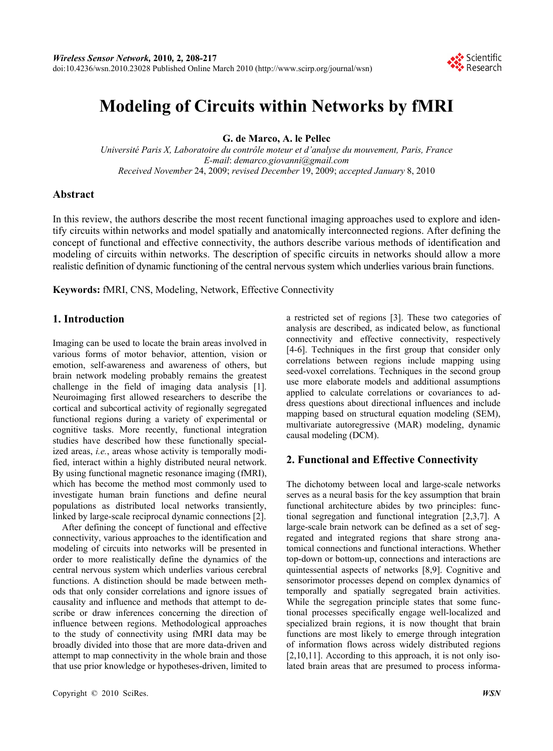# Modeling of Circuits within Networks by fMRI

**G. de Marco, A. le Pellec**

*Université Paris X, Laboratoire du contrôle moteur et d'analyse du mouvement, Paris, France*
*E-mail*: *demarco.giovanni@gmail.com*
*Received November* 24, 2009; *revised December* 19, 2009; *accepted January* 8, 2010

## Abstract

In this review, the authors describe the most recent functional imaging approaches used to explore and identify circuits within networks and model spatially and anatomically interconnected regions. After defining the concept of functional and effective connectivity, the authors describe various methods of identification and modeling of circuits within networks. The description of specific circuits in networks should allow a more realistic definition of dynamic functioning of the central nervous system which underlies various brain functions.

**Keywords:** fMRI, CNS, Modeling, Network, Effective Connectivity

## 1. Introduction

Imaging can be used to locate the brain areas involved in various forms of motor behavior, attention, vision or emotion, self-awareness and awareness of others, but brain network modeling probably remains the greatest challenge in the field of imaging data analysis [1]. Neuroimaging first allowed researchers to describe the cortical and subcortical activity of regionally segregated functional regions during a variety of experimental or cognitive tasks. More recently, functional integration studies have described how these functionally specialized areas, *i.e.*, areas whose activity is temporally modified, interact within a highly distributed neural network. By using functional magnetic resonance imaging (fMRI), which has become the method most commonly used to investigate human brain functions and define neural populations as distributed local networks transiently, linked by large-scale reciprocal dynamic connections [2].

After defining the concept of functional and effective connectivity, various approaches to the identification and modeling of circuits into networks will be presented in order to more realistically define the dynamics of the central nervous system which underlies various cerebral functions. A distinction should be made between methods that only consider correlations and ignore issues of causality and influence and methods that attempt to describe or draw inferences concerning the direction of influence between regions. Methodological approaches to the study of connectivity using fMRI data may be broadly divided into those that are more data-driven and attempt to map connectivity in the whole brain and those that use prior knowledge or hypotheses-driven, limited to a restricted set of regions [3]. These two categories of analysis are described, as indicated below, as functional connectivity and effective connectivity, respectively [4-6]. Techniques in the first group that consider only correlations between regions include mapping using seed-voxel correlations. Techniques in the second group use more elaborate models and additional assumptions applied to calculate correlations or covariances to address questions about directional influences and include mapping based on structural equation modeling (SEM), multivariate autoregressive (MAR) modeling, dynamic causal modeling (DCM).

## 2. Functional and Effective Connectivity

The dichotomy between local and large-scale networks serves as a neural basis for the key assumption that brain functional architecture abides by two principles: functional segregation and functional integration [2,3,7]. A large-scale brain network can be defined as a set of segregated and integrated regions that share strong anatomical connections and functional interactions. Whether top-down or bottom-up, connections and interactions are quintessential aspects of networks [8,9]. Cognitive and sensorimotor processes depend on complex dynamics of temporally and spatially segregated brain activities. While the segregation principle states that some functional processes specifically engage well-localized and specialized brain regions, it is now thought that brain functions are most likely to emerge through integration of information flows across widely distributed regions [2,10,11]. According to this approach, it is not only isolated brain areas that are presumed to process informa-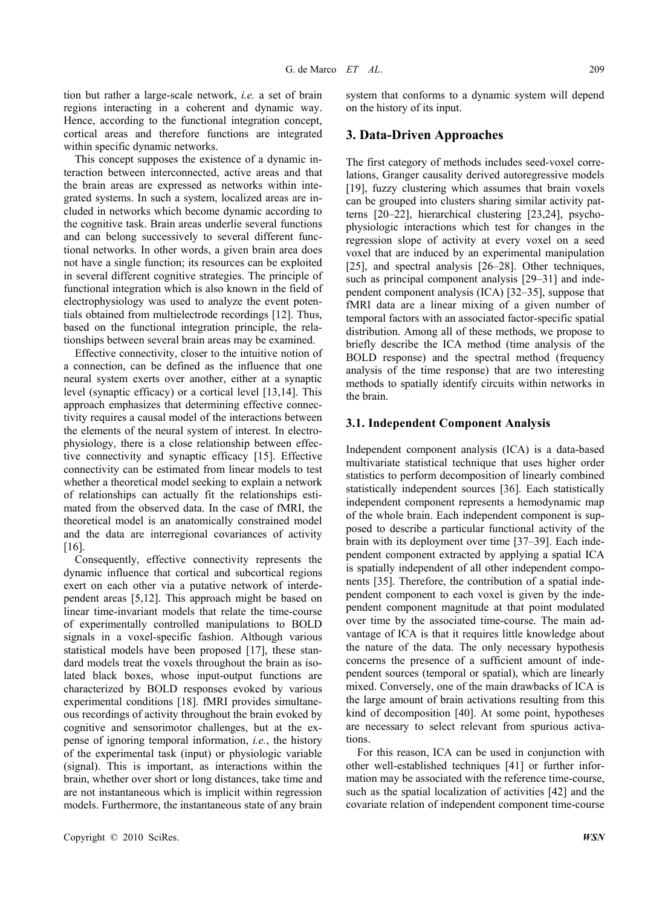tion but rather a large-scale network, *i.e.* a set of brain regions interacting in a coherent and dynamic way. Hence, according to the functional integration concept, cortical areas and therefore functions are integrated within specific dynamic networks.

This concept supposes the existence of a dynamic interaction between interconnected, active areas and that the brain areas are expressed as networks within integrated systems. In such a system, localized areas are included in networks which become dynamic according to the cognitive task. Brain areas underlie several functions and can belong successively to several different functional networks. In other words, a given brain area does not have a single function; its resources can be exploited in several different cognitive strategies. The principle of functional integration which is also known in the field of electrophysiology was used to analyze the event potentials obtained from multielectrode recordings [12]. Thus, based on the functional integration principle, the relationships between several brain areas may be examined.

Effective connectivity, closer to the intuitive notion of a connection, can be defined as the influence that one neural system exerts over another, either at a synaptic level (synaptic efficacy) or a cortical level [13,14]. This approach emphasizes that determining effective connectivity requires a causal model of the interactions between the elements of the neural system of interest. In electrophysiology, there is a close relationship between effective connectivity and synaptic efficacy [15]. Effective connectivity can be estimated from linear models to test whether a theoretical model seeking to explain a network of relationships can actually fit the relationships estimated from the observed data. In the case of fMRI, the theoretical model is an anatomically constrained model and the data are interregional covariances of activity [16].

Consequently, effective connectivity represents the dynamic influence that cortical and subcortical regions exert on each other via a putative network of interdependent areas [5,12]. This approach might be based on linear time-invariant models that relate the time-course of experimentally controlled manipulations to BOLD signals in a voxel-specific fashion. Although various statistical models have been proposed [17], these standard models treat the voxels throughout the brain as isolated black boxes, whose input-output functions are characterized by BOLD responses evoked by various experimental conditions [18]. fMRI provides simultaneous recordings of activity throughout the brain evoked by cognitive and sensorimotor challenges, but at the expense of ignoring temporal information, *i.e.*, the history of the experimental task (input) or physiologic variable (signal). This is important, as interactions within the brain, whether over short or long distances, take time and are not instantaneous which is implicit within regression models. Furthermore, the instantaneous state of any brain system that conforms to a dynamic system will depend on the history of its input.

## 3. Data-Driven Approaches

The first category of methods includes seed-voxel correlations, Granger causality derived autoregressive models [19], fuzzy clustering which assumes that brain voxels can be grouped into clusters sharing similar activity patterns [20–22], hierarchical clustering [23,24], psychophysiologic interactions which test for changes in the regression slope of activity at every voxel on a seed voxel that are induced by an experimental manipulation [25], and spectral analysis [26–28]. Other techniques, such as principal component analysis [29–31] and independent component analysis (ICA) [32–35], suppose that fMRI data are a linear mixing of a given number of temporal factors with an associated factor-specific spatial distribution. Among all of these methods, we propose to briefly describe the ICA method (time analysis of the BOLD response) and the spectral method (frequency analysis of the time response) that are two interesting methods to spatially identify circuits within networks in the brain.

### 3.1. Independent Component Analysis

Independent component analysis (ICA) is a data-based multivariate statistical technique that uses higher order statistics to perform decomposition of linearly combined statistically independent sources [36]. Each statistically independent component represents a hemodynamic map of the whole brain. Each independent component is supposed to describe a particular functional activity of the brain with its deployment over time [37–39]. Each independent component extracted by applying a spatial ICA is spatially independent of all other independent components [35]. Therefore, the contribution of a spatial independent component to each voxel is given by the independent component magnitude at that point modulated over time by the associated time-course. The main advantage of ICA is that it requires little knowledge about the nature of the data. The only necessary hypothesis concerns the presence of a sufficient amount of independent sources (temporal or spatial), which are linearly mixed. Conversely, one of the main drawbacks of ICA is the large amount of brain activations resulting from this kind of decomposition [40]. At some point, hypotheses are necessary to select relevant from spurious activations.

For this reason, ICA can be used in conjunction with other well-established techniques [41] or further information may be associated with the reference time-course, such as the spatial localization of activities [42] and the covariate relation of independent component time-course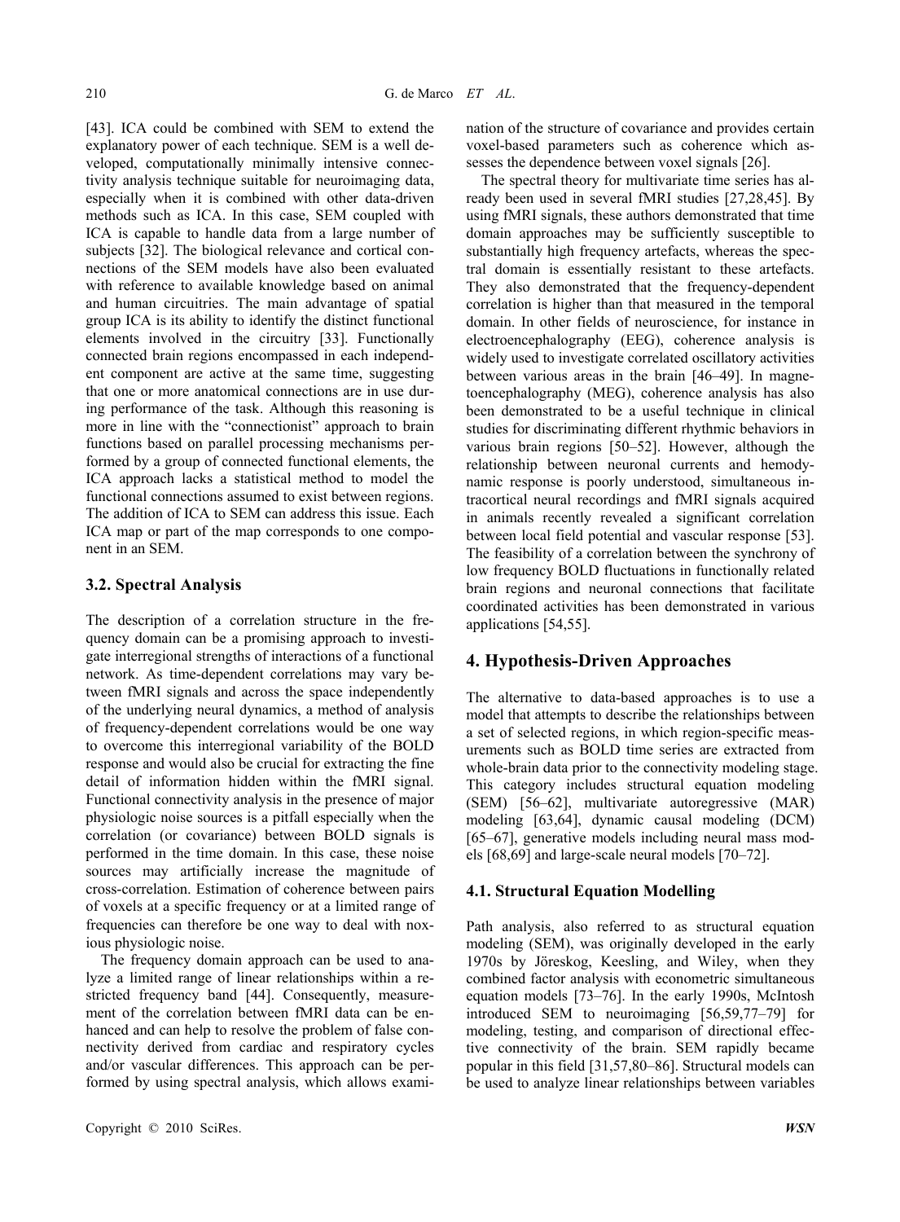[43]. ICA could be combined with SEM to extend the explanatory power of each technique. SEM is a well developed, computationally minimally intensive connectivity analysis technique suitable for neuroimaging data, especially when it is combined with other data-driven methods such as ICA. In this case, SEM coupled with ICA is capable to handle data from a large number of subjects [32]. The biological relevance and cortical connections of the SEM models have also been evaluated with reference to available knowledge based on animal and human circuitries. The main advantage of spatial group ICA is its ability to identify the distinct functional elements involved in the circuitry [33]. Functionally connected brain regions encompassed in each independent component are active at the same time, suggesting that one or more anatomical connections are in use during performance of the task. Although this reasoning is more in line with the "connectionist" approach to brain functions based on parallel processing mechanisms performed by a group of connected functional elements, the ICA approach lacks a statistical method to model the functional connections assumed to exist between regions. The addition of ICA to SEM can address this issue. Each ICA map or part of the map corresponds to one component in an SEM.

### 3.2. Spectral Analysis

The description of a correlation structure in the frequency domain can be a promising approach to investigate interregional strengths of interactions of a functional network. As time-dependent correlations may vary between fMRI signals and across the space independently of the underlying neural dynamics, a method of analysis of frequency-dependent correlations would be one way to overcome this interregional variability of the BOLD response and would also be crucial for extracting the fine detail of information hidden within the fMRI signal. Functional connectivity analysis in the presence of major physiologic noise sources is a pitfall especially when the correlation (or covariance) between BOLD signals is performed in the time domain. In this case, these noise sources may artificially increase the magnitude of cross-correlation. Estimation of coherence between pairs of voxels at a specific frequency or at a limited range of frequencies can therefore be one way to deal with noxious physiologic noise.

The frequency domain approach can be used to analyze a limited range of linear relationships within a restricted frequency band [44]. Consequently, measurement of the correlation between fMRI data can be enhanced and can help to resolve the problem of false connectivity derived from cardiac and respiratory cycles and/or vascular differences. This approach can be performed by using spectral analysis, which allows examination of the structure of covariance and provides certain voxel-based parameters such as coherence which assesses the dependence between voxel signals [26].

The spectral theory for multivariate time series has already been used in several fMRI studies [27,28,45]. By using fMRI signals, these authors demonstrated that time domain approaches may be sufficiently susceptible to substantially high frequency artefacts, whereas the spectral domain is essentially resistant to these artefacts. They also demonstrated that the frequency-dependent correlation is higher than that measured in the temporal domain. In other fields of neuroscience, for instance in electroencephalography (EEG), coherence analysis is widely used to investigate correlated oscillatory activities between various areas in the brain [46–49]. In magnetoencephalography (MEG), coherence analysis has also been demonstrated to be a useful technique in clinical studies for discriminating different rhythmic behaviors in various brain regions [50–52]. However, although the relationship between neuronal currents and hemodynamic response is poorly understood, simultaneous intracortical neural recordings and fMRI signals acquired in animals recently revealed a significant correlation between local field potential and vascular response [53]. The feasibility of a correlation between the synchrony of low frequency BOLD fluctuations in functionally related brain regions and neuronal connections that facilitate coordinated activities has been demonstrated in various applications [54,55].

## 4. Hypothesis-Driven Approaches

The alternative to data-based approaches is to use a model that attempts to describe the relationships between a set of selected regions, in which region-specific measurements such as BOLD time series are extracted from whole-brain data prior to the connectivity modeling stage. This category includes structural equation modeling (SEM) [56–62], multivariate autoregressive (MAR) modeling [63,64], dynamic causal modeling (DCM) [65–67], generative models including neural mass models [68,69] and large-scale neural models [70–72].

### 4.1. Structural Equation Modelling

Path analysis, also referred to as structural equation modeling (SEM), was originally developed in the early 1970s by Jöreskog, Keesling, and Wiley, when they combined factor analysis with econometric simultaneous equation models [73–76]. In the early 1990s, McIntosh introduced SEM to neuroimaging [56,59,77–79] for modeling, testing, and comparison of directional effective connectivity of the brain. SEM rapidly became popular in this field [31,57,80–86]. Structural models can be used to analyze linear relationships between variables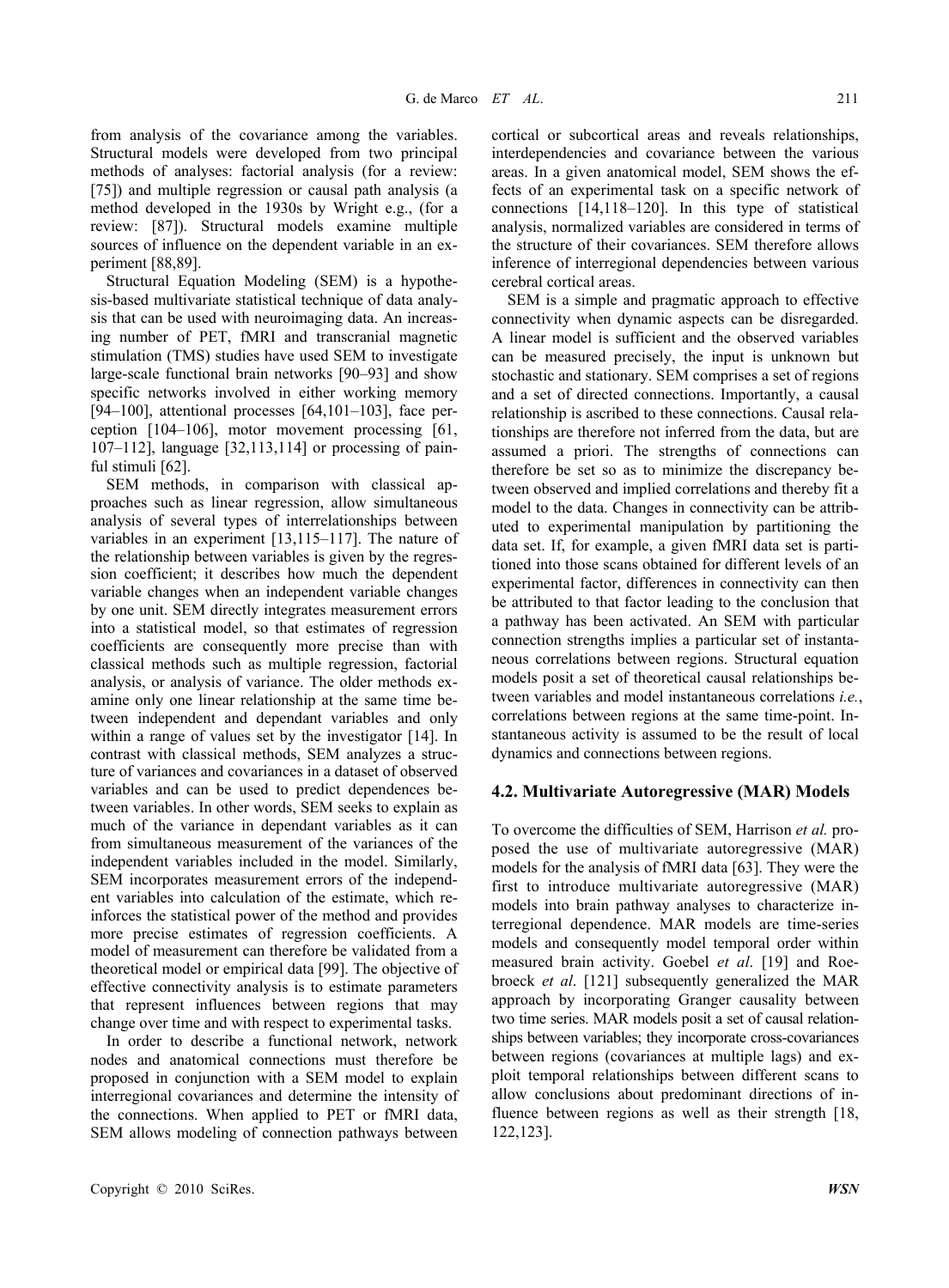from analysis of the covariance among the variables. Structural models were developed from two principal methods of analyses: factorial analysis (for a review: [75]) and multiple regression or causal path analysis (a method developed in the 1930s by Wright e.g., (for a review: [87]). Structural models examine multiple sources of influence on the dependent variable in an experiment [88,89].

Structural Equation Modeling (SEM) is a hypothesis-based multivariate statistical technique of data analysis that can be used with neuroimaging data. An increasing number of PET, fMRI and transcranial magnetic stimulation (TMS) studies have used SEM to investigate large-scale functional brain networks [90–93] and show specific networks involved in either working memory [94–100], attentional processes [64,101–103], face perception [104–106], motor movement processing [61, 107–112], language [32,113,114] or processing of painful stimuli [62].

SEM methods, in comparison with classical approaches such as linear regression, allow simultaneous analysis of several types of interrelationships between variables in an experiment [13,115–117]. The nature of the relationship between variables is given by the regression coefficient; it describes how much the dependent variable changes when an independent variable changes by one unit. SEM directly integrates measurement errors into a statistical model, so that estimates of regression coefficients are consequently more precise than with classical methods such as multiple regression, factorial analysis, or analysis of variance. The older methods examine only one linear relationship at the same time between independent and dependant variables and only within a range of values set by the investigator [14]. In contrast with classical methods, SEM analyzes a structure of variances and covariances in a dataset of observed variables and can be used to predict dependences between variables. In other words, SEM seeks to explain as much of the variance in dependant variables as it can from simultaneous measurement of the variances of the independent variables included in the model. Similarly, SEM incorporates measurement errors of the independent variables into calculation of the estimate, which reinforces the statistical power of the method and provides more precise estimates of regression coefficients. A model of measurement can therefore be validated from a theoretical model or empirical data [99]. The objective of effective connectivity analysis is to estimate parameters that represent influences between regions that may change over time and with respect to experimental tasks.

In order to describe a functional network, network nodes and anatomical connections must therefore be proposed in conjunction with a SEM model to explain interregional covariances and determine the intensity of the connections. When applied to PET or fMRI data, SEM allows modeling of connection pathways between cortical or subcortical areas and reveals relationships, interdependencies and covariance between the various areas. In a given anatomical model, SEM shows the effects of an experimental task on a specific network of connections [14,118–120]. In this type of statistical analysis, normalized variables are considered in terms of the structure of their covariances. SEM therefore allows inference of interregional dependencies between various cerebral cortical areas.

SEM is a simple and pragmatic approach to effective connectivity when dynamic aspects can be disregarded. A linear model is sufficient and the observed variables can be measured precisely, the input is unknown but stochastic and stationary. SEM comprises a set of regions and a set of directed connections. Importantly, a causal relationship is ascribed to these connections. Causal relationships are therefore not inferred from the data, but are assumed a priori. The strengths of connections can therefore be set so as to minimize the discrepancy between observed and implied correlations and thereby fit a model to the data. Changes in connectivity can be attributed to experimental manipulation by partitioning the data set. If, for example, a given fMRI data set is partitioned into those scans obtained for different levels of an experimental factor, differences in connectivity can then be attributed to that factor leading to the conclusion that a pathway has been activated. An SEM with particular connection strengths implies a particular set of instantaneous correlations between regions. Structural equation models posit a set of theoretical causal relationships between variables and model instantaneous correlations *i.e.*, correlations between regions at the same time-point. Instantaneous activity is assumed to be the result of local dynamics and connections between regions.

### 4.2. Multivariate Autoregressive (MAR) Models

To overcome the difficulties of SEM, Harrison *et al.* proposed the use of multivariate autoregressive (MAR) models for the analysis of fMRI data [63]. They were the first to introduce multivariate autoregressive (MAR) models into brain pathway analyses to characterize interregional dependence. MAR models are time-series models and consequently model temporal order within measured brain activity. Goebel *et al*. [19] and Roebroeck *et al*. [121] subsequently generalized the MAR approach by incorporating Granger causality between two time series. MAR models posit a set of causal relationships between variables; they incorporate cross-covariances between regions (covariances at multiple lags) and exploit temporal relationships between different scans to allow conclusions about predominant directions of influence between regions as well as their strength [18, 122,123].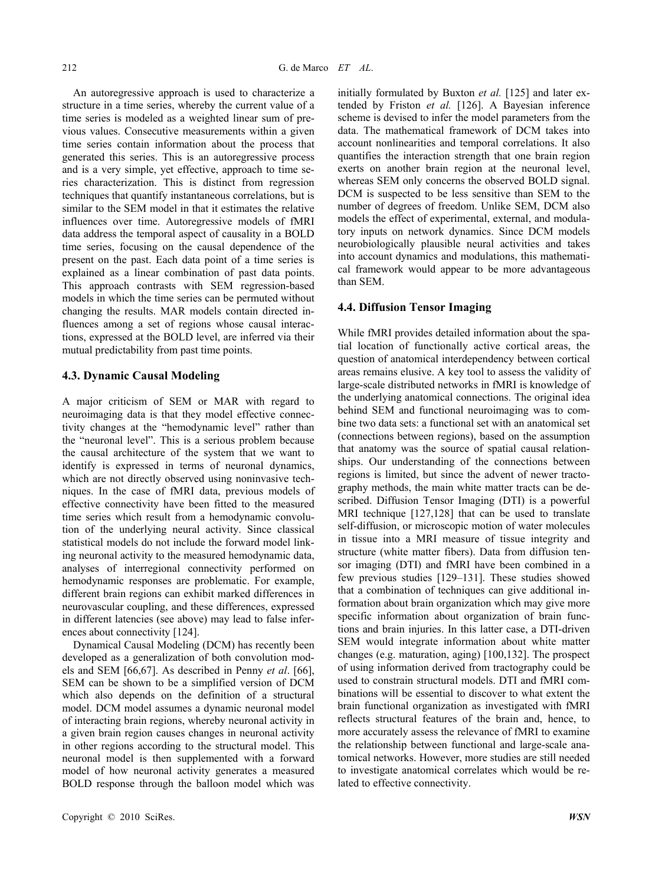An autoregressive approach is used to characterize a structure in a time series, whereby the current value of a time series is modeled as a weighted linear sum of previous values. Consecutive measurements within a given time series contain information about the process that generated this series. This is an autoregressive process and is a very simple, yet effective, approach to time series characterization. This is distinct from regression techniques that quantify instantaneous correlations, but is similar to the SEM model in that it estimates the relative influences over time. Autoregressive models of fMRI data address the temporal aspect of causality in a BOLD time series, focusing on the causal dependence of the present on the past. Each data point of a time series is explained as a linear combination of past data points. This approach contrasts with SEM regression-based models in which the time series can be permuted without changing the results. MAR models contain directed influences among a set of regions whose causal interactions, expressed at the BOLD level, are inferred via their mutual predictability from past time points.

### 4.3. Dynamic Causal Modeling

A major criticism of SEM or MAR with regard to neuroimaging data is that they model effective connectivity changes at the "hemodynamic level" rather than the "neuronal level". This is a serious problem because the causal architecture of the system that we want to identify is expressed in terms of neuronal dynamics, which are not directly observed using noninvasive techniques. In the case of fMRI data, previous models of effective connectivity have been fitted to the measured time series which result from a hemodynamic convolution of the underlying neural activity. Since classical statistical models do not include the forward model linking neuronal activity to the measured hemodynamic data, analyses of interregional connectivity performed on hemodynamic responses are problematic. For example, different brain regions can exhibit marked differences in neurovascular coupling, and these differences, expressed in different latencies (see above) may lead to false inferences about connectivity [124].

Dynamical Causal Modeling (DCM) has recently been developed as a generalization of both convolution models and SEM [66,67]. As described in Penny *et al*. [66], SEM can be shown to be a simplified version of DCM which also depends on the definition of a structural model. DCM model assumes a dynamic neuronal model of interacting brain regions, whereby neuronal activity in a given brain region causes changes in neuronal activity in other regions according to the structural model. This neuronal model is then supplemented with a forward model of how neuronal activity generates a measured BOLD response through the balloon model which was initially formulated by Buxton *et al.* [125] and later extended by Friston *et al.* [126]. A Bayesian inference scheme is devised to infer the model parameters from the data. The mathematical framework of DCM takes into account nonlinearities and temporal correlations. It also quantifies the interaction strength that one brain region exerts on another brain region at the neuronal level, whereas SEM only concerns the observed BOLD signal. DCM is suspected to be less sensitive than SEM to the number of degrees of freedom. Unlike SEM, DCM also models the effect of experimental, external, and modulatory inputs on network dynamics. Since DCM models neurobiologically plausible neural activities and takes into account dynamics and modulations, this mathematical framework would appear to be more advantageous than SEM.

### 4.4. Diffusion Tensor Imaging

While fMRI provides detailed information about the spatial location of functionally active cortical areas, the question of anatomical interdependency between cortical areas remains elusive. A key tool to assess the validity of large-scale distributed networks in fMRI is knowledge of the underlying anatomical connections. The original idea behind SEM and functional neuroimaging was to combine two data sets: a functional set with an anatomical set (connections between regions), based on the assumption that anatomy was the source of spatial causal relationships. Our understanding of the connections between regions is limited, but since the advent of newer tractography methods, the main white matter tracts can be described. Diffusion Tensor Imaging (DTI) is a powerful MRI technique [127,128] that can be used to translate self-diffusion, or microscopic motion of water molecules in tissue into a MRI measure of tissue integrity and structure (white matter fibers). Data from diffusion tensor imaging (DTI) and fMRI have been combined in a few previous studies [129–131]. These studies showed that a combination of techniques can give additional information about brain organization which may give more specific information about organization of brain functions and brain injuries. In this latter case, a DTI-driven SEM would integrate information about white matter changes (e.g. maturation, aging) [100,132]. The prospect of using information derived from tractography could be used to constrain structural models. DTI and fMRI combinations will be essential to discover to what extent the brain functional organization as investigated with fMRI reflects structural features of the brain and, hence, to more accurately assess the relevance of fMRI to examine the relationship between functional and large-scale anatomical networks. However, more studies are still needed to investigate anatomical correlates which would be related to effective connectivity.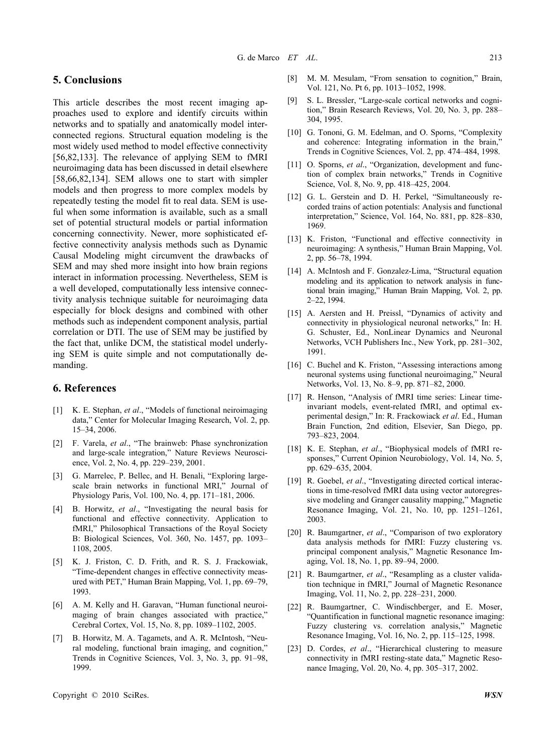## 5. Conclusions

This article describes the most recent imaging approaches used to explore and identify circuits within networks and to spatially and anatomically model interconnected regions. Structural equation modeling is the most widely used method to model effective connectivity [56,82,133]. The relevance of applying SEM to fMRI neuroimaging data has been discussed in detail elsewhere [58,66,82,134]. SEM allows one to start with simpler models and then progress to more complex models by repeatedly testing the model fit to real data. SEM is useful when some information is available, such as a small set of potential structural models or partial information concerning connectivity. Newer, more sophisticated effective connectivity analysis methods such as Dynamic Causal Modeling might circumvent the drawbacks of SEM and may shed more insight into how brain regions interact in information processing. Nevertheless, SEM is a well developed, computationally less intensive connectivity analysis technique suitable for neuroimaging data especially for block designs and combined with other methods such as independent component analysis, partial correlation or DTI. The use of SEM may be justified by the fact that, unlike DCM, the statistical model underlying SEM is quite simple and not computationally demanding.

## 6. References

[1] K. E. Stephan, *et al*., "Models of functional neiroimaging data," Center for Molecular Imaging Research, Vol. 2, pp. 15–34, 2006.

[2] F. Varela, *et al*., "The brainweb: Phase synchronization and large-scale integration," Nature Reviews Neuroscience, Vol. 2, No. 4, pp. 229–239, 2001.

[3] G. Marrelec, P. Bellec, and H. Benali, "Exploring large-scale brain networks in functional MRI," Journal of Physiology Paris, Vol. 100, No. 4, pp. 171–181, 2006.

[4] B. Horwitz, *et al*., "Investigating the neural basis for functional and effective connectivity. Application to fMRI," Philosophical Transactions of the Royal Society B: Biological Sciences, Vol. 360, No. 1457, pp. 1093–1108, 2005.

[5] K. J. Friston, C. D. Frith, and R. S. J. Frackowiak, "Time-dependent changes in effective connectivity measured with PET," Human Brain Mapping, Vol. 1, pp. 69–79, 1993.

[6] A. M. Kelly and H. Garavan, "Human functional neuroimaging of brain changes associated with practice," Cerebral Cortex, Vol. 15, No. 8, pp. 1089–1102, 2005.

[7] B. Horwitz, M. A. Tagamets, and A. R. McIntosh, "Neural modeling, functional brain imaging, and cognition," Trends in Cognitive Sciences, Vol. 3, No. 3, pp. 91–98, 1999.

[8] M. M. Mesulam, "From sensation to cognition," Brain, Vol. 121, No. Pt 6, pp. 1013–1052, 1998.

[9] S. L. Bressler, "Large-scale cortical networks and cognition," Brain Research Reviews, Vol. 20, No. 3, pp. 288–304, 1995.

[10] G. Tononi, G. M. Edelman, and O. Sporns, "Complexity and coherence: Integrating information in the brain," Trends in Cognitive Sciences, Vol. 2, pp. 474–484, 1998.

[11] O. Sporns, *et al*., "Organization, development and function of complex brain networks," Trends in Cognitive Science, Vol. 8, No. 9, pp. 418–425, 2004.

[12] G. L. Gerstein and D. H. Perkel, "Simultaneously recorded trains of action potentials: Analysis and functional interpretation," Science, Vol. 164, No. 881, pp. 828–830, 1969.

[13] K. Friston, "Functional and effective connectivity in neuroimaging: A synthesis," Human Brain Mapping, Vol. 2, pp. 56–78, 1994.

[14] A. McIntosh and F. Gonzalez-Lima, "Structural equation modeling and its application to network analysis in functional brain imaging," Human Brain Mapping, Vol. 2, pp. 2–22, 1994.

[15] A. Aersten and H. Preissl, "Dynamics of activity and connectivity in physiological neuronal networks," In: H. G. Schuster, Ed., NonLinear Dynamics and Neuronal Networks, VCH Publishers Inc., New York, pp. 281–302, 1991.

[16] C. Buchel and K. Friston, "Assessing interactions among neuronal systems using functional neuroimaging," Neural Networks, Vol. 13, No. 8–9, pp. 871–82, 2000.

[17] R. Henson, "Analysis of fMRI time series: Linear time-invariant models, event-related fMRI, and optimal experimental design," In: R. Frackowiack *et al*. Ed., Human Brain Function, 2nd edition, Elsevier, San Diego, pp. 793–823, 2004.

[18] K. E. Stephan, *et al*., "Biophysical models of fMRI responses," Current Opinion Neurobiology, Vol. 14, No. 5, pp. 629–635, 2004.

[19] R. Goebel, *et al*., "Investigating directed cortical interactions in time-resolved fMRI data using vector autoregressive modeling and Granger causality mapping," Magnetic Resonance Imaging, Vol. 21, No. 10, pp. 1251–1261, 2003.

[20] R. Baumgartner, *et al*., "Comparison of two exploratory data analysis methods for fMRI: Fuzzy clustering vs. principal component analysis," Magnetic Resonance Imaging, Vol. 18, No. 1, pp. 89–94, 2000.

[21] R. Baumgartner, *et al*., "Resampling as a cluster validation technique in fMRI," Journal of Magnetic Resonance Imaging, Vol. 11, No. 2, pp. 228–231, 2000.

[22] R. Baumgartner, C. Windischberger, and E. Moser, "Quantification in functional magnetic resonance imaging: Fuzzy clustering vs. correlation analysis," Magnetic Resonance Imaging, Vol. 16, No. 2, pp. 115–125, 1998.

[23] D. Cordes, *et al*., "Hierarchical clustering to measure connectivity in fMRI resting-state data," Magnetic Resonance Imaging, Vol. 20, No. 4, pp. 305–317, 2002.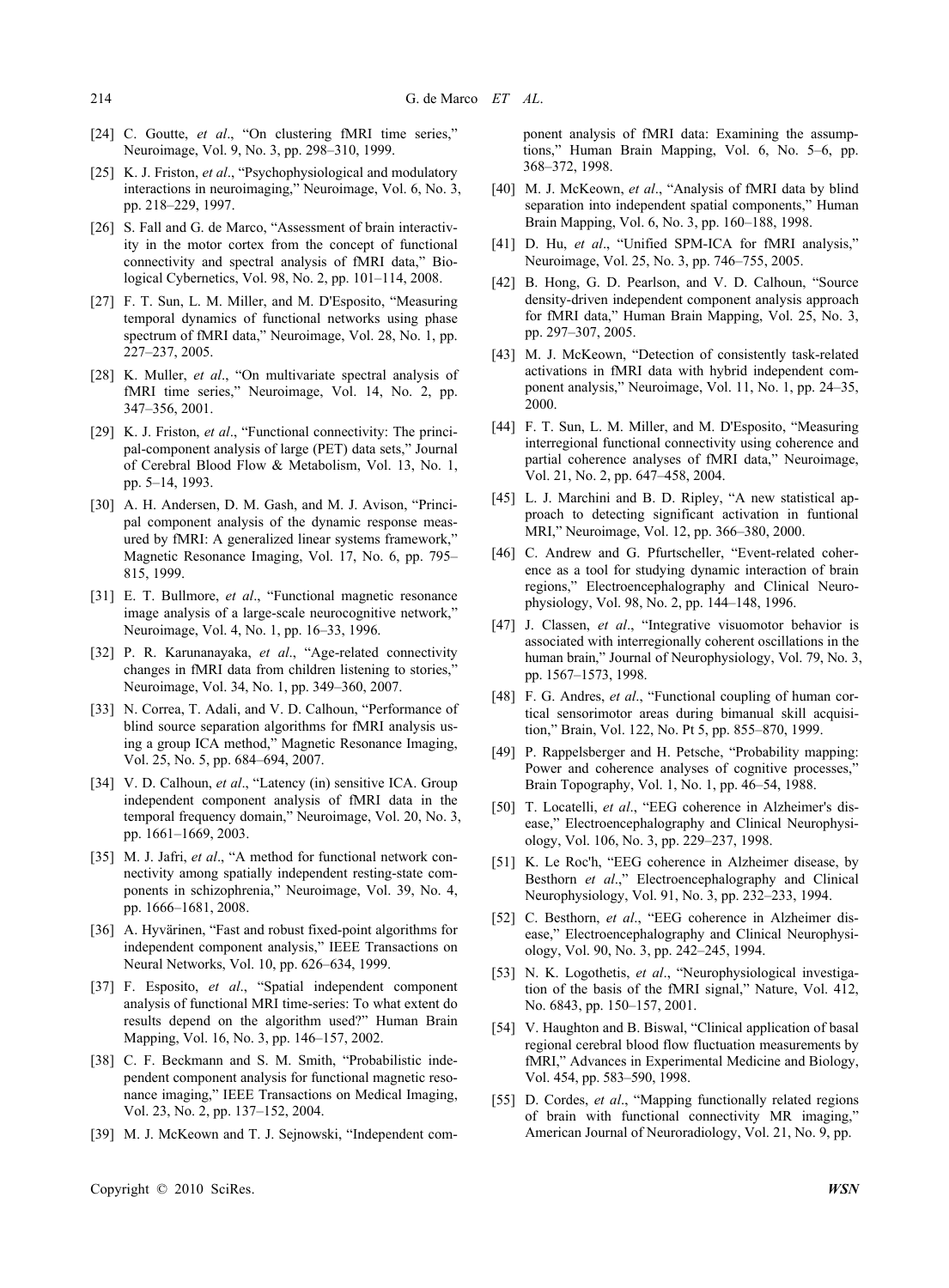[24] C. Goutte, *et al*., "On clustering fMRI time series," Neuroimage, Vol. 9, No. 3, pp. 298–310, 1999.

[25] K. J. Friston, *et al*., "Psychophysiological and modulatory interactions in neuroimaging," Neuroimage, Vol. 6, No. 3, pp. 218–229, 1997.

[26] S. Fall and G. de Marco, "Assessment of brain interactivity in the motor cortex from the concept of functional connectivity and spectral analysis of fMRI data," Biological Cybernetics, Vol. 98, No. 2, pp. 101–114, 2008.

[27] F. T. Sun, L. M. Miller, and M. D'Esposito, "Measuring temporal dynamics of functional networks using phase spectrum of fMRI data," Neuroimage, Vol. 28, No. 1, pp. 227–237, 2005.

[28] K. Muller, *et al*., "On multivariate spectral analysis of fMRI time series," Neuroimage, Vol. 14, No. 2, pp. 347–356, 2001.

[29] K. J. Friston, *et al*., "Functional connectivity: The principal-component analysis of large (PET) data sets," Journal of Cerebral Blood Flow & Metabolism, Vol. 13, No. 1, pp. 5–14, 1993.

[30] A. H. Andersen, D. M. Gash, and M. J. Avison, "Principal component analysis of the dynamic response measured by fMRI: A generalized linear systems framework," Magnetic Resonance Imaging, Vol. 17, No. 6, pp. 795–815, 1999.

[31] E. T. Bullmore, *et al*., "Functional magnetic resonance image analysis of a large-scale neurocognitive network," Neuroimage, Vol. 4, No. 1, pp. 16–33, 1996.

[32] P. R. Karunanayaka, *et al*., "Age-related connectivity changes in fMRI data from children listening to stories," Neuroimage, Vol. 34, No. 1, pp. 349–360, 2007.

[33] N. Correa, T. Adali, and V. D. Calhoun, "Performance of blind source separation algorithms for fMRI analysis using a group ICA method," Magnetic Resonance Imaging, Vol. 25, No. 5, pp. 684–694, 2007.

[34] V. D. Calhoun, *et al*., "Latency (in) sensitive ICA. Group independent component analysis of fMRI data in the temporal frequency domain," Neuroimage, Vol. 20, No. 3, pp. 1661–1669, 2003.

[35] M. J. Jafri, *et al*., "A method for functional network connectivity among spatially independent resting-state components in schizophrenia," Neuroimage, Vol. 39, No. 4, pp. 1666–1681, 2008.

[36] A. Hyvärinen, "Fast and robust fixed-point algorithms for independent component analysis," IEEE Transactions on Neural Networks, Vol. 10, pp. 626–634, 1999.

[37] F. Esposito, *et al*., "Spatial independent component analysis of functional MRI time-series: To what extent do results depend on the algorithm used?" Human Brain Mapping, Vol. 16, No. 3, pp. 146–157, 2002.

[38] C. F. Beckmann and S. M. Smith, "Probabilistic independent component analysis for functional magnetic resonance imaging," IEEE Transactions on Medical Imaging, Vol. 23, No. 2, pp. 137–152, 2004.

[39] M. J. McKeown and T. J. Sejnowski, "Independent component analysis of fMRI data: Examining the assumptions," Human Brain Mapping, Vol. 6, No. 5–6, pp. 368–372, 1998.

[40] M. J. McKeown, *et al*., "Analysis of fMRI data by blind separation into independent spatial components," Human Brain Mapping, Vol. 6, No. 3, pp. 160–188, 1998.

[41] D. Hu, *et al*., "Unified SPM-ICA for fMRI analysis," Neuroimage, Vol. 25, No. 3, pp. 746–755, 2005.

[42] B. Hong, G. D. Pearlson, and V. D. Calhoun, "Source density-driven independent component analysis approach for fMRI data," Human Brain Mapping, Vol. 25, No. 3, pp. 297–307, 2005.

[43] M. J. McKeown, "Detection of consistently task-related activations in fMRI data with hybrid independent component analysis," Neuroimage, Vol. 11, No. 1, pp. 24–35, 2000.

[44] F. T. Sun, L. M. Miller, and M. D'Esposito, "Measuring interregional functional connectivity using coherence and partial coherence analyses of fMRI data," Neuroimage, Vol. 21, No. 2, pp. 647–458, 2004.

[45] L. J. Marchini and B. D. Ripley, "A new statistical approach to detecting significant activation in funtional MRI," Neuroimage, Vol. 12, pp. 366–380, 2000.

[46] C. Andrew and G. Pfurtscheller, "Event-related coherence as a tool for studying dynamic interaction of brain regions," Electroencephalography and Clinical Neurophysiology, Vol. 98, No. 2, pp. 144–148, 1996.

[47] J. Classen, *et al*., "Integrative visuomotor behavior is associated with interregionally coherent oscillations in the human brain," Journal of Neurophysiology, Vol. 79, No. 3, pp. 1567–1573, 1998.

[48] F. G. Andres, *et al*., "Functional coupling of human cortical sensorimotor areas during bimanual skill acquisition," Brain, Vol. 122, No. Pt 5, pp. 855–870, 1999.

[49] P. Rappelsberger and H. Petsche, "Probability mapping: Power and coherence analyses of cognitive processes," Brain Topography, Vol. 1, No. 1, pp. 46–54, 1988.

[50] T. Locatelli, *et al*., "EEG coherence in Alzheimer's disease," Electroencephalography and Clinical Neurophysiology, Vol. 106, No. 3, pp. 229–237, 1998.

[51] K. Le Roc'h, "EEG coherence in Alzheimer disease, by Besthorn *et al*.," Electroencephalography and Clinical Neurophysiology, Vol. 91, No. 3, pp. 232–233, 1994.

[52] C. Besthorn, *et al*., "EEG coherence in Alzheimer disease," Electroencephalography and Clinical Neurophysiology, Vol. 90, No. 3, pp. 242–245, 1994.

[53] N. K. Logothetis, *et al*., "Neurophysiological investigation of the basis of the fMRI signal," Nature, Vol. 412, No. 6843, pp. 150–157, 2001.

[54] V. Haughton and B. Biswal, "Clinical application of basal regional cerebral blood flow fluctuation measurements by fMRI," Advances in Experimental Medicine and Biology, Vol. 454, pp. 583–590, 1998.

[55] D. Cordes, *et al*., "Mapping functionally related regions of brain with functional connectivity MR imaging," American Journal of Neuroradiology, Vol. 21, No. 9, pp.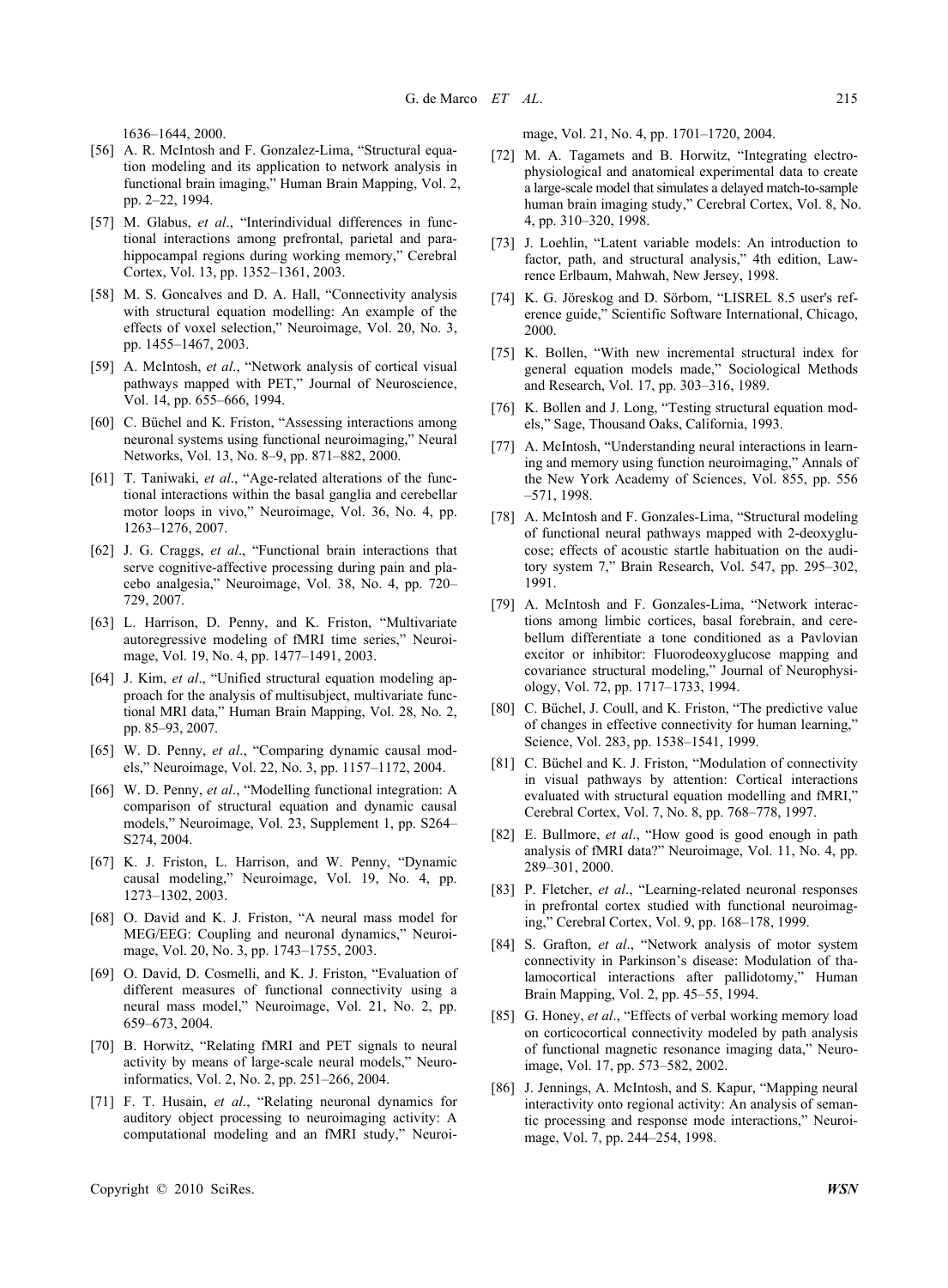1636–1644, 2000.

[56] A. R. McIntosh and F. Gonzalez-Lima, "Structural equation modeling and its application to network analysis in functional brain imaging," Human Brain Mapping, Vol. 2, pp. 2–22, 1994.

[57] M. Glabus, *et al*., "Interindividual differences in functional interactions among prefrontal, parietal and parahippocampal regions during working memory," Cerebral Cortex, Vol. 13, pp. 1352–1361, 2003.

[58] M. S. Goncalves and D. A. Hall, "Connectivity analysis with structural equation modelling: An example of the effects of voxel selection," Neuroimage, Vol. 20, No. 3, pp. 1455–1467, 2003.

[59] A. McIntosh, *et al*., "Network analysis of cortical visual pathways mapped with PET," Journal of Neuroscience, Vol. 14, pp. 655–666, 1994.

[60] C. Büchel and K. Friston, "Assessing interactions among neuronal systems using functional neuroimaging," Neural Networks, Vol. 13, No. 8–9, pp. 871–882, 2000.

[61] T. Taniwaki, *et al*., "Age-related alterations of the functional interactions within the basal ganglia and cerebellar motor loops in vivo," Neuroimage, Vol. 36, No. 4, pp. 1263–1276, 2007.

[62] J. G. Craggs, *et al*., "Functional brain interactions that serve cognitive-affective processing during pain and placebo analgesia," Neuroimage, Vol. 38, No. 4, pp. 720–729, 2007.

[63] L. Harrison, D. Penny, and K. Friston, "Multivariate autoregressive modeling of fMRI time series," Neuroimage, Vol. 19, No. 4, pp. 1477–1491, 2003.

[64] J. Kim, *et al*., "Unified structural equation modeling approach for the analysis of multisubject, multivariate functional MRI data," Human Brain Mapping, Vol. 28, No. 2, pp. 85–93, 2007.

[65] W. D. Penny, *et al*., "Comparing dynamic causal models," Neuroimage, Vol. 22, No. 3, pp. 1157–1172, 2004.

[66] W. D. Penny, *et al*., "Modelling functional integration: A comparison of structural equation and dynamic causal models," Neuroimage, Vol. 23, Supplement 1, pp. S264–S274, 2004.

[67] K. J. Friston, L. Harrison, and W. Penny, "Dynamic causal modeling," Neuroimage, Vol. 19, No. 4, pp. 1273–1302, 2003.

[68] O. David and K. J. Friston, "A neural mass model for MEG/EEG: Coupling and neuronal dynamics," Neuroimage, Vol. 20, No. 3, pp. 1743–1755, 2003.

[69] O. David, D. Cosmelli, and K. J. Friston, "Evaluation of different measures of functional connectivity using a neural mass model," Neuroimage, Vol. 21, No. 2, pp. 659–673, 2004.

[70] B. Horwitz, "Relating fMRI and PET signals to neural activity by means of large-scale neural models," Neuroinformatics, Vol. 2, No. 2, pp. 251–266, 2004.

[71] F. T. Husain, *et al*., "Relating neuronal dynamics for auditory object processing to neuroimaging activity: A computational modeling and an fMRI study," Neuroimage, Vol. 21, No. 4, pp. 1701–1720, 2004.

[72] M. A. Tagamets and B. Horwitz, "Integrating electrophysiological and anatomical experimental data to create a large-scale model that simulates a delayed match-to-sample human brain imaging study," Cerebral Cortex, Vol. 8, No. 4, pp. 310–320, 1998.

[73] J. Loehlin, "Latent variable models: An introduction to factor, path, and structural analysis," 4th edition, Lawrence Erlbaum, Mahwah, New Jersey, 1998.

[74] K. G. Jöreskog and D. Sörbom, "LISREL 8.5 user's reference guide," Scientific Software International, Chicago, 2000.

[75] K. Bollen, "With new incremental structural index for general equation models made," Sociological Methods and Research, Vol. 17, pp. 303–316, 1989.

[76] K. Bollen and J. Long, "Testing structural equation models," Sage, Thousand Oaks, California, 1993.

[77] A. McIntosh, "Understanding neural interactions in learning and memory using function neuroimaging," Annals of the New York Academy of Sciences, Vol. 855, pp. 556–571, 1998.

[78] A. McIntosh and F. Gonzales-Lima, "Structural modeling of functional neural pathways mapped with 2-deoxyglucose; effects of acoustic startle habituation on the auditory system 7," Brain Research, Vol. 547, pp. 295–302, 1991.

[79] A. McIntosh and F. Gonzales-Lima, "Network interactions among limbic cortices, basal forebrain, and cerebellum differentiate a tone conditioned as a Pavlovian excitor or inhibitor: Fluorodeoxyglucose mapping and covariance structural modeling," Journal of Neurophysiology, Vol. 72, pp. 1717–1733, 1994.

[80] C. Büchel, J. Coull, and K. Friston, "The predictive value of changes in effective connectivity for human learning," Science, Vol. 283, pp. 1538–1541, 1999.

[81] C. Büchel and K. J. Friston, "Modulation of connectivity in visual pathways by attention: Cortical interactions evaluated with structural equation modelling and fMRI," Cerebral Cortex, Vol. 7, No. 8, pp. 768–778, 1997.

[82] E. Bullmore, *et al*., "How good is good enough in path analysis of fMRI data?" Neuroimage, Vol. 11, No. 4, pp. 289–301, 2000.

[83] P. Fletcher, *et al*., "Learning-related neuronal responses in prefrontal cortex studied with functional neuroimaging," Cerebral Cortex, Vol. 9, pp. 168–178, 1999.

[84] S. Grafton, *et al*., "Network analysis of motor system connectivity in Parkinson's disease: Modulation of thalamocortical interactions after pallidotomy," Human Brain Mapping, Vol. 2, pp. 45–55, 1994.

[85] G. Honey, *et al*., "Effects of verbal working memory load on corticocortical connectivity modeled by path analysis of functional magnetic resonance imaging data," Neuroimage, Vol. 17, pp. 573–582, 2002.

[86] J. Jennings, A. McIntosh, and S. Kapur, "Mapping neural interactivity onto regional activity: An analysis of semantic processing and response mode interactions," Neuroimage, Vol. 7, pp. 244–254, 1998.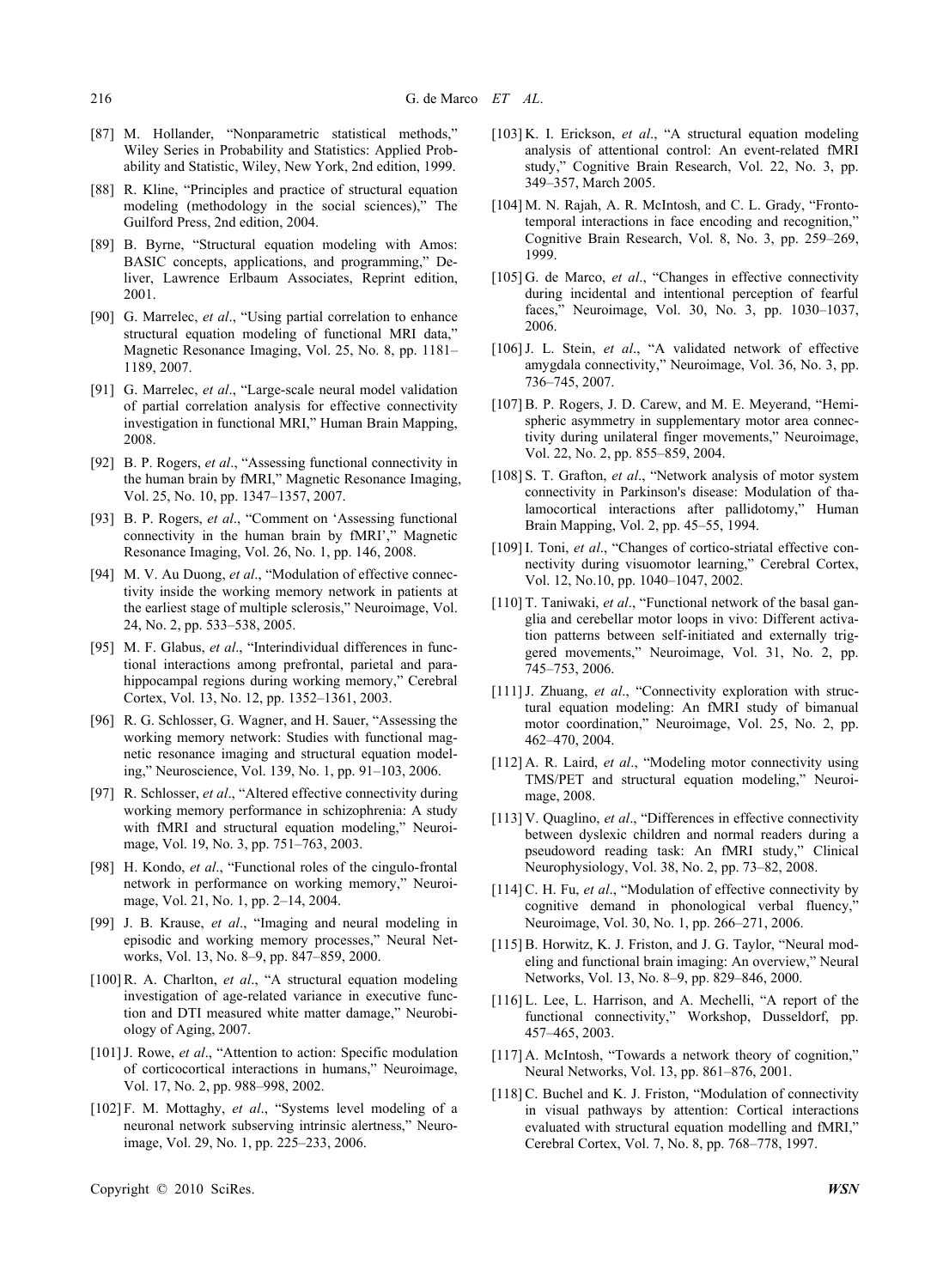[87] M. Hollander, "Nonparametric statistical methods," Wiley Series in Probability and Statistics: Applied Probability and Statistic, Wiley, New York, 2nd edition, 1999.

[88] R. Kline, "Principles and practice of structural equation modeling (methodology in the social sciences)," The Guilford Press, 2nd edition, 2004.

[89] B. Byrne, "Structural equation modeling with Amos: BASIC concepts, applications, and programming," Deliver, Lawrence Erlbaum Associates, Reprint edition, 2001.

[90] G. Marrelec, *et al*., "Using partial correlation to enhance structural equation modeling of functional MRI data," Magnetic Resonance Imaging, Vol. 25, No. 8, pp. 1181–1189, 2007.

[91] G. Marrelec, *et al*., "Large-scale neural model validation of partial correlation analysis for effective connectivity investigation in functional MRI," Human Brain Mapping, 2008.

[92] B. P. Rogers, *et al*., "Assessing functional connectivity in the human brain by fMRI," Magnetic Resonance Imaging, Vol. 25, No. 10, pp. 1347–1357, 2007.

[93] B. P. Rogers, *et al*., "Comment on 'Assessing functional connectivity in the human brain by fMRI'," Magnetic Resonance Imaging, Vol. 26, No. 1, pp. 146, 2008.

[94] M. V. Au Duong, *et al*., "Modulation of effective connectivity inside the working memory network in patients at the earliest stage of multiple sclerosis," Neuroimage, Vol. 24, No. 2, pp. 533–538, 2005.

[95] M. F. Glabus, *et al*., "Interindividual differences in functional interactions among prefrontal, parietal and parahippocampal regions during working memory," Cerebral Cortex, Vol. 13, No. 12, pp. 1352–1361, 2003.

[96] R. G. Schlosser, G. Wagner, and H. Sauer, "Assessing the working memory network: Studies with functional magnetic resonance imaging and structural equation modeling," Neuroscience, Vol. 139, No. 1, pp. 91–103, 2006.

[97] R. Schlosser, *et al*., "Altered effective connectivity during working memory performance in schizophrenia: A study with fMRI and structural equation modeling," Neuroimage, Vol. 19, No. 3, pp. 751–763, 2003.

[98] H. Kondo, *et al*., "Functional roles of the cingulo-frontal network in performance on working memory," Neuroimage, Vol. 21, No. 1, pp. 2–14, 2004.

[99] J. B. Krause, *et al*., "Imaging and neural modeling in episodic and working memory processes," Neural Networks, Vol. 13, No. 8–9, pp. 847–859, 2000.

[100] R. A. Charlton, *et al*., "A structural equation modeling investigation of age-related variance in executive function and DTI measured white matter damage," Neurobiology of Aging, 2007.

[101] J. Rowe, *et al*., "Attention to action: Specific modulation of corticocortical interactions in humans," Neuroimage, Vol. 17, No. 2, pp. 988–998, 2002.

[102] F. M. Mottaghy, *et al*., "Systems level modeling of a neuronal network subserving intrinsic alertness," Neuroimage, Vol. 29, No. 1, pp. 225–233, 2006.

[103] K. I. Erickson, *et al*., "A structural equation modeling analysis of attentional control: An event-related fMRI study," Cognitive Brain Research, Vol. 22, No. 3, pp. 349–357, March 2005.

[104] M. N. Rajah, A. R. McIntosh, and C. L. Grady, "Frontotemporal interactions in face encoding and recognition," Cognitive Brain Research, Vol. 8, No. 3, pp. 259–269, 1999.

[105] G. de Marco, *et al*., "Changes in effective connectivity during incidental and intentional perception of fearful faces," Neuroimage, Vol. 30, No. 3, pp. 1030–1037, 2006.

[106] J. L. Stein, *et al*., "A validated network of effective amygdala connectivity," Neuroimage, Vol. 36, No. 3, pp. 736–745, 2007.

[107] B. P. Rogers, J. D. Carew, and M. E. Meyerand, "Hemispheric asymmetry in supplementary motor area connectivity during unilateral finger movements," Neuroimage, Vol. 22, No. 2, pp. 855–859, 2004.

[108] S. T. Grafton, *et al*., "Network analysis of motor system connectivity in Parkinson's disease: Modulation of thalamocortical interactions after pallidotomy," Human Brain Mapping, Vol. 2, pp. 45–55, 1994.

[109] I. Toni, *et al*., "Changes of cortico-striatal effective connectivity during visuomotor learning," Cerebral Cortex, Vol. 12, No.10, pp. 1040–1047, 2002.

[110] T. Taniwaki, *et al*., "Functional network of the basal ganglia and cerebellar motor loops in vivo: Different activation patterns between self-initiated and externally triggered movements," Neuroimage, Vol. 31, No. 2, pp. 745–753, 2006.

[111] J. Zhuang, *et al*., "Connectivity exploration with structural equation modeling: An fMRI study of bimanual motor coordination," Neuroimage, Vol. 25, No. 2, pp. 462–470, 2004.

[112] A. R. Laird, *et al*., "Modeling motor connectivity using TMS/PET and structural equation modeling," Neuroimage, 2008.

[113] V. Quaglino, *et al*., "Differences in effective connectivity between dyslexic children and normal readers during a pseudoword reading task: An fMRI study," Clinical Neurophysiology, Vol. 38, No. 2, pp. 73–82, 2008.

[114] C. H. Fu, *et al*., "Modulation of effective connectivity by cognitive demand in phonological verbal fluency," Neuroimage, Vol. 30, No. 1, pp. 266–271, 2006.

[115] B. Horwitz, K. J. Friston, and J. G. Taylor, "Neural modeling and functional brain imaging: An overview," Neural Networks, Vol. 13, No. 8–9, pp. 829–846, 2000.

[116] L. Lee, L. Harrison, and A. Mechelli, "A report of the functional connectivity," Workshop, Dusseldorf, pp. 457–465, 2003.

[117] A. McIntosh, "Towards a network theory of cognition," Neural Networks, Vol. 13, pp. 861–876, 2001.

[118] C. Buchel and K. J. Friston, "Modulation of connectivity in visual pathways by attention: Cortical interactions evaluated with structural equation modelling and fMRI," Cerebral Cortex, Vol. 7, No. 8, pp. 768–778, 1997.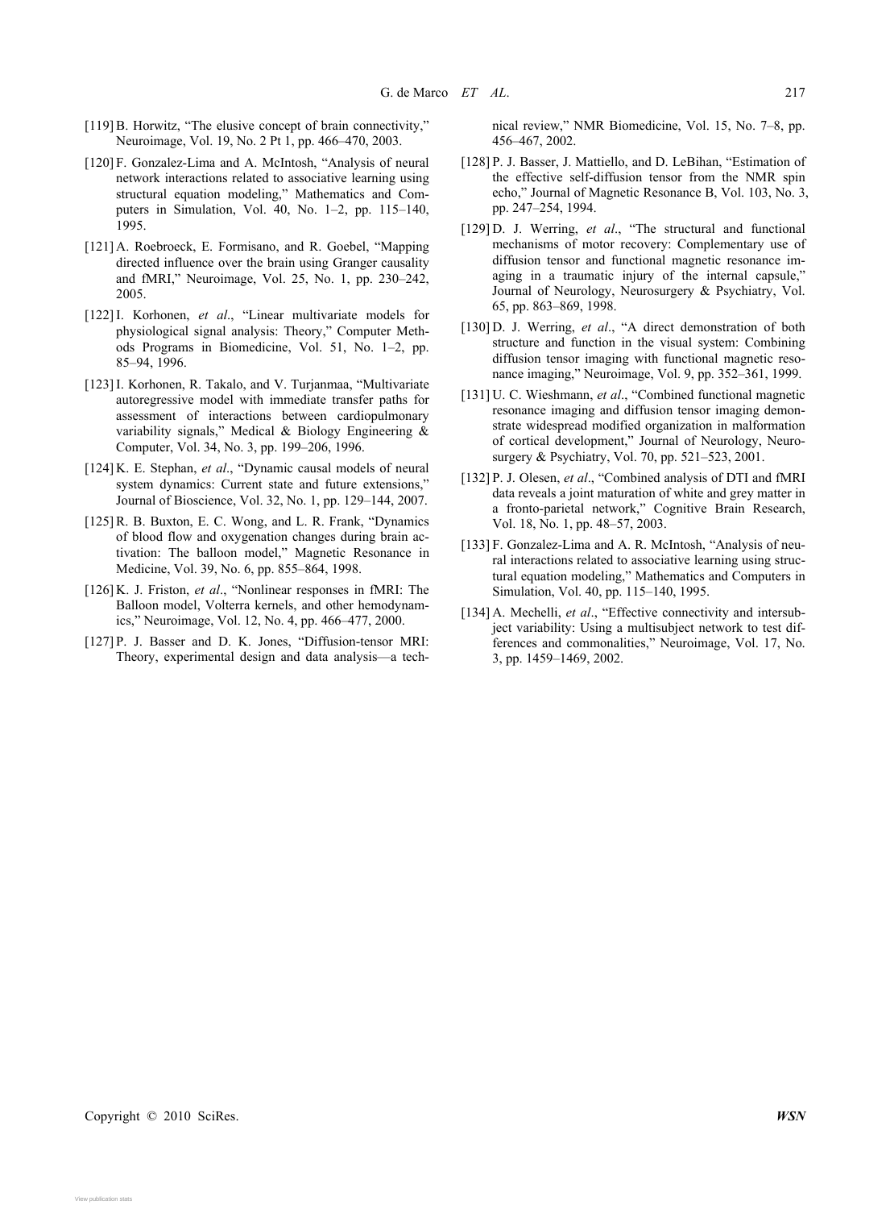[119] B. Horwitz, "The elusive concept of brain connectivity," Neuroimage, Vol. 19, No. 2 Pt 1, pp. 466–470, 2003.

[120] F. Gonzalez-Lima and A. McIntosh, "Analysis of neural network interactions related to associative learning using structural equation modeling," Mathematics and Computers in Simulation, Vol. 40, No. 1–2, pp. 115–140, 1995.

[121] A. Roebroeck, E. Formisano, and R. Goebel, "Mapping directed influence over the brain using Granger causality and fMRI," Neuroimage, Vol. 25, No. 1, pp. 230–242, 2005.

[122] I. Korhonen, *et al*., "Linear multivariate models for physiological signal analysis: Theory," Computer Methods Programs in Biomedicine, Vol. 51, No. 1–2, pp. 85–94, 1996.

[123] I. Korhonen, R. Takalo, and V. Turjanmaa, "Multivariate autoregressive model with immediate transfer paths for assessment of interactions between cardiopulmonary variability signals," Medical & Biology Engineering & Computer, Vol. 34, No. 3, pp. 199–206, 1996.

[124] K. E. Stephan, *et al*., "Dynamic causal models of neural system dynamics: Current state and future extensions," Journal of Bioscience, Vol. 32, No. 1, pp. 129–144, 2007.

[125] R. B. Buxton, E. C. Wong, and L. R. Frank, "Dynamics of blood flow and oxygenation changes during brain activation: The balloon model," Magnetic Resonance in Medicine, Vol. 39, No. 6, pp. 855–864, 1998.

[126] K. J. Friston, *et al*., "Nonlinear responses in fMRI: The Balloon model, Volterra kernels, and other hemodynamics," Neuroimage, Vol. 12, No. 4, pp. 466–477, 2000.

[127] P. J. Basser and D. K. Jones, "Diffusion-tensor MRI: Theory, experimental design and data analysis—a technical review," NMR Biomedicine, Vol. 15, No. 7–8, pp. 456–467, 2002.

[128] P. J. Basser, J. Mattiello, and D. LeBihan, "Estimation of the effective self-diffusion tensor from the NMR spin echo," Journal of Magnetic Resonance B, Vol. 103, No. 3, pp. 247–254, 1994.

[129] D. J. Werring, *et al*., "The structural and functional mechanisms of motor recovery: Complementary use of diffusion tensor and functional magnetic resonance imaging in a traumatic injury of the internal capsule," Journal of Neurology, Neurosurgery & Psychiatry, Vol. 65, pp. 863–869, 1998.

[130] D. J. Werring, *et al*., "A direct demonstration of both structure and function in the visual system: Combining diffusion tensor imaging with functional magnetic resonance imaging," Neuroimage, Vol. 9, pp. 352–361, 1999.

[131] U. C. Wieshmann, *et al*., "Combined functional magnetic resonance imaging and diffusion tensor imaging demonstrate widespread modified organization in malformation of cortical development," Journal of Neurology, Neurosurgery & Psychiatry, Vol. 70, pp. 521–523, 2001.

[132] P. J. Olesen, *et al*., "Combined analysis of DTI and fMRI data reveals a joint maturation of white and grey matter in a fronto-parietal network," Cognitive Brain Research, Vol. 18, No. 1, pp. 48–57, 2003.

[133] F. Gonzalez-Lima and A. R. McIntosh, "Analysis of neural interactions related to associative learning using structural equation modeling," Mathematics and Computers in Simulation, Vol. 40, pp. 115–140, 1995.

[134] A. Mechelli, *et al*., "Effective connectivity and intersubject variability: Using a multisubject network to test differences and commonalities," Neuroimage, Vol. 17, No. 3, pp. 1459–1469, 2002.